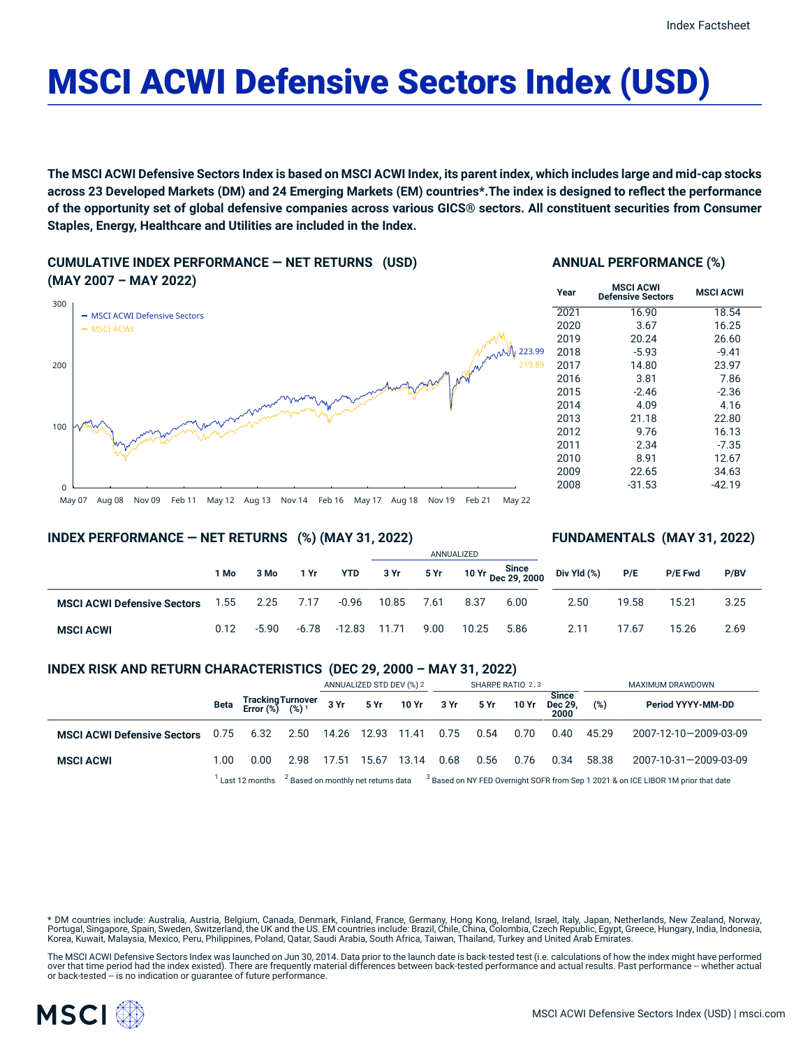# MSCI ACWI Defensive Sectors Index (USD)

**The MSCI ACWI Defensive Sectors Index is based on MSCI ACWI Index, its parent index, which includes large and mid-cap stocks across 23 Developed Markets (DM) and 24 Emerging Markets (EM) countries*.The index is designed to reflect the performance of the opportunity set of global defensive companies across various GICS® sectors. All constituent securities from Consumer Staples, Energy, Healthcare and Utilities are included in the Index.**

## CUMULATIVE INDEX PERFORMANCE — NET RETURNS (USD) (MAY 2007 – MAY 2022)

- MSCI ACWI Defensive Sectors: 223.99
- MSCI ACWI: 219.89

## ANNUAL PERFORMANCE (%)

| Year | MSCI ACWI Defensive Sectors | MSCI ACWI |
|---|---|---|
| 2021 | 16.90 | 18.54 |
| 2020 | 3.67 | 16.25 |
| 2019 | 20.24 | 26.60 |
| 2018 | -5.93 | -9.41 |
| 2017 | 14.80 | 23.97 |
| 2016 | 3.81 | 7.86 |
| 2015 | -2.46 | -2.36 |
| 2014 | 4.09 | 4.16 |
| 2013 | 21.18 | 22.80 |
| 2012 | 9.76 | 16.13 |
| 2011 | 2.34 | -7.35 |
| 2010 | 8.91 | 12.67 |
| 2009 | 22.65 | 34.63 |
| 2008 | -31.53 | -42.19 |

## INDEX PERFORMANCE — NET RETURNS (%) (MAY 31, 2022)

## FUNDAMENTALS (MAY 31, 2022)

| | | | | | ANNUALIZED | | | | | | | |
|---|---|---|---|---|---|---|---|---|---|---|---|---|
| | 1 Mo | 3 Mo | 1 Yr | YTD | 3 Yr | 5 Yr | 10 Yr | Since Dec 29, 2000 | Div Yld (%) | P/E | P/E Fwd | P/BV |
| **MSCI ACWI Defensive Sectors** | 1.55 | 2.25 | 7.17 | -0.96 | 10.85 | 7.61 | 8.37 | 6.00 | 2.50 | 19.58 | 15.21 | 3.25 |
| **MSCI ACWI** | 0.12 | -5.90 | -6.78 | -12.83 | 11.71 | 9.00 | 10.25 | 5.86 | 2.11 | 17.67 | 15.26 | 2.69 |

## INDEX RISK AND RETURN CHARACTERISTICS (DEC 29, 2000 – MAY 31, 2022)

| | | | | ANNUALIZED STD DEV (%) [2] | | | SHARPE RATIO [2,3] | | | | MAXIMUM DRAWDOWN | |
|---|---|---|---|---|---|---|---|---|---|---|---|---|
| | Beta | Tracking Error (%) | Turnover (%) [1] | 3 Yr | 5 Yr | 10 Yr | 3 Yr | 5 Yr | 10 Yr | Since Dec 29, 2000 | (%) | Period YYYY-MM-DD |
| **MSCI ACWI Defensive Sectors** | 0.75 | 6.32 | 2.50 | 14.26 | 12.93 | 11.41 | 0.75 | 0.54 | 0.70 | 0.40 | 45.29 | 2007-12-10—2009-03-09 |
| **MSCI ACWI** | 1.00 | 0.00 | 2.98 | 17.51 | 15.67 | 13.14 | 0.68 | 0.56 | 0.76 | 0.34 | 58.38 | 2007-10-31—2009-03-09 |

[1] Last 12 months [2] Based on monthly net returns data [3] Based on NY FED Overnight SOFR from Sep 1 2021 & on ICE LIBOR 1M prior that date

* DM countries include: Australia, Austria, Belgium, Canada, Denmark, Finland, France, Germany, Hong Kong, Ireland, Israel, Italy, Japan, Netherlands, New Zealand, Norway, Portugal, Singapore, Spain, Sweden, Switzerland, the UK and the US. EM countries include: Brazil, Chile, China, Colombia, Czech Republic, Egypt, Greece, Hungary, India, Indonesia, Korea, Kuwait, Malaysia, Mexico, Peru, Philippines, Poland, Qatar, Saudi Arabia, South Africa, Taiwan, Thailand, Turkey and United Arab Emirates.

The MSCI ACWI Defensive Sectors Index was launched on Jun 30, 2014. Data prior to the launch date is back-tested test (i.e. calculations of how the index might have performed over that time period had the index existed). There are frequently material differences between back-tested performance and actual results. Past performance -- whether actual or back-tested -- is no indication or guarantee of future performance.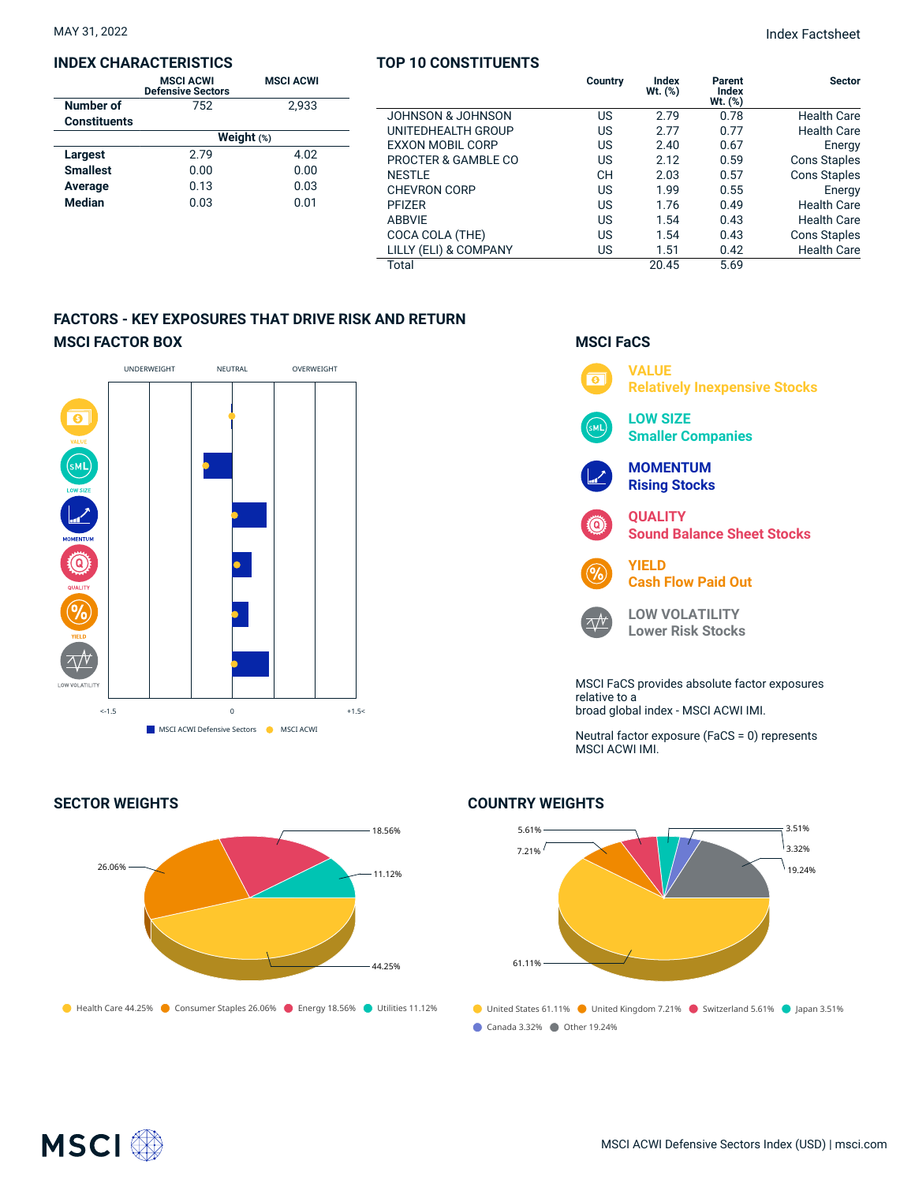MAY 31, 2022

Index Factsheet

## INDEX CHARACTERISTICS

| | MSCI ACWI Defensive Sectors | MSCI ACWI |
|---|---|---|
| Number of Constituents | 752 | 2,933 |
| | Weight (%) | |
| Largest | 2.79 | 4.02 |
| Smallest | 0.00 | 0.00 |
| Average | 0.13 | 0.03 |
| Median | 0.03 | 0.01 |

## TOP 10 CONSTITUENTS

| | Country | Index Wt. (%) | Parent Index Wt. (%) | Sector |
|---|---|---|---|---|
| JOHNSON & JOHNSON | US | 2.79 | 0.78 | Health Care |
| UNITEDHEALTH GROUP | US | 2.77 | 0.77 | Health Care |
| EXXON MOBIL CORP | US | 2.40 | 0.67 | Energy |
| PROCTER & GAMBLE CO | US | 2.12 | 0.59 | Cons Staples |
| NESTLE | CH | 2.03 | 0.57 | Cons Staples |
| CHEVRON CORP | US | 1.99 | 0.55 | Energy |
| PFIZER | US | 1.76 | 0.49 | Health Care |
| ABBVIE | US | 1.54 | 0.43 | Health Care |
| COCA COLA (THE) | US | 1.54 | 0.43 | Cons Staples |
| LILLY (ELI) & COMPANY | US | 1.51 | 0.42 | Health Care |
| Total | | 20.45 | 5.69 | |

## FACTORS - KEY EXPOSURES THAT DRIVE RISK AND RETURN

### MSCI FACTOR BOX

UNDERWEIGHT NEUTRAL OVERWEIGHT

VALUE, LOW SIZE, MOMENTUM, QUALITY, YIELD, LOW VOLATILITY

<-1.5 0 +1.5<

MSCI ACWI Defensive Sectors MSCI ACWI

### MSCI FaCS

**VALUE**
Relatively Inexpensive Stocks

**LOW SIZE**
Smaller Companies

**MOMENTUM**
Rising Stocks

**QUALITY**
Sound Balance Sheet Stocks

**YIELD**
Cash Flow Paid Out

**LOW VOLATILITY**
Lower Risk Stocks

MSCI FaCS provides absolute factor exposures relative to a broad global index - MSCI ACWI IMI.

Neutral factor exposure (FaCS = 0) represents MSCI ACWI IMI.

## SECTOR WEIGHTS

Health Care 44.25% Consumer Staples 26.06% Energy 18.56% Utilities 11.12%

## COUNTRY WEIGHTS

United States 61.11% United Kingdom 7.21% Switzerland 5.61% Japan 3.51% Canada 3.32% Other 19.24%

MSCI ACWI Defensive Sectors Index (USD) | msci.com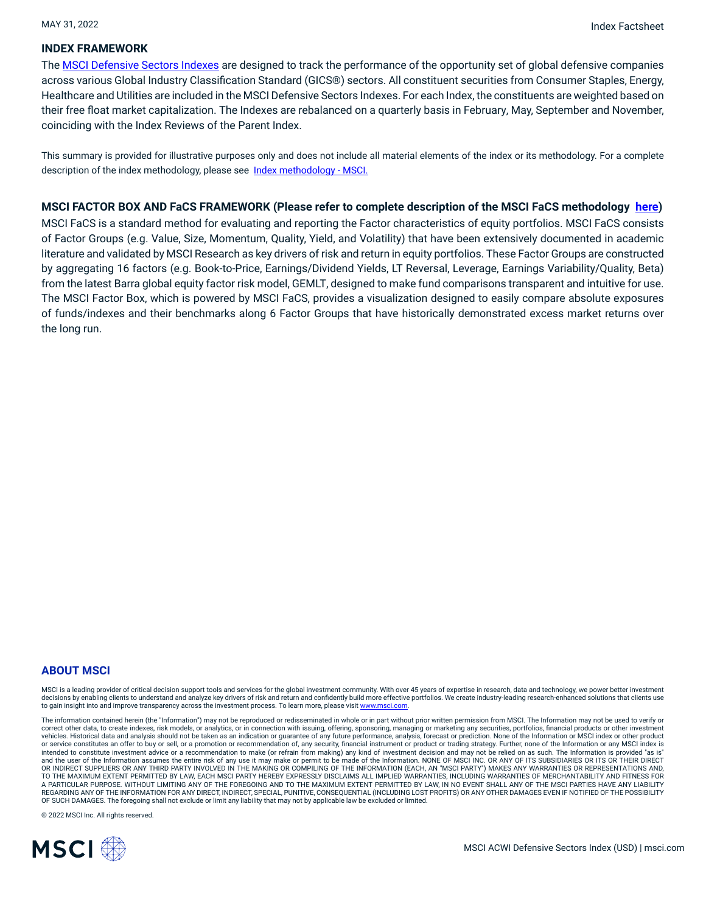## INDEX FRAMEWORK

The MSCI Defensive Sectors Indexes are designed to track the performance of the opportunity set of global defensive companies across various Global Industry Classification Standard (GICS®) sectors. All constituent securities from Consumer Staples, Energy, Healthcare and Utilities are included in the MSCI Defensive Sectors Indexes. For each Index, the constituents are weighted based on their free float market capitalization. The Indexes are rebalanced on a quarterly basis in February, May, September and November, coinciding with the Index Reviews of the Parent Index.

This summary is provided for illustrative purposes only and does not include all material elements of the index or its methodology. For a complete description of the index methodology, please see Index methodology - MSCI.

## MSCI FACTOR BOX AND FaCS FRAMEWORK (Please refer to complete description of the MSCI FaCS methodology here)

MSCI FaCS is a standard method for evaluating and reporting the Factor characteristics of equity portfolios. MSCI FaCS consists of Factor Groups (e.g. Value, Size, Momentum, Quality, Yield, and Volatility) that have been extensively documented in academic literature and validated by MSCI Research as key drivers of risk and return in equity portfolios. These Factor Groups are constructed by aggregating 16 factors (e.g. Book-to-Price, Earnings/Dividend Yields, LT Reversal, Leverage, Earnings Variability/Quality, Beta) from the latest Barra global equity factor risk model, GEMLT, designed to make fund comparisons transparent and intuitive for use. The MSCI Factor Box, which is powered by MSCI FaCS, provides a visualization designed to easily compare absolute exposures of funds/indexes and their benchmarks along 6 Factor Groups that have historically demonstrated excess market returns over the long run.

## ABOUT MSCI

MSCI is a leading provider of critical decision support tools and services for the global investment community. With over 45 years of expertise in research, data and technology, we power better investment decisions by enabling clients to understand and analyze key drivers of risk and return and confidently build more effective portfolios. We create industry-leading research-enhanced solutions that clients use to gain insight into and improve transparency across the investment process. To learn more, please visit www.msci.com.

The information contained herein (the "Information") may not be reproduced or redisseminated in whole or in part without prior written permission from MSCI. The Information may not be used to verify or correct other data, to create indexes, risk models, or analytics, or in connection with issuing, offering, sponsoring, managing or marketing any securities, portfolios, financial products or other investment vehicles. Historical data and analysis should not be taken as an indication or guarantee of any future performance, analysis, forecast or prediction. None of the Information or MSCI index or other product or service constitutes an offer to buy or sell, or a promotion or recommendation of, any security, financial instrument or product or trading strategy. Further, none of the Information or any MSCI index is intended to constitute investment advice or a recommendation to make (or refrain from making) any kind of investment decision and may not be relied on as such. The Information is provided "as is" and the user of the Information assumes the entire risk of any use it may make or permit to be made of the Information. NONE OF MSCI INC. OR ANY OF ITS SUBSIDIARIES OR ITS OR THEIR DIRECT OR INDIRECT SUPPLIERS OR ANY THIRD PARTY INVOLVED IN THE MAKING OR COMPILING OF THE INFORMATION (EACH, AN "MSCI PARTY") MAKES ANY WARRANTIES OR REPRESENTATIONS AND, TO THE MAXIMUM EXTENT PERMITTED BY LAW, EACH MSCI PARTY HEREBY EXPRESSLY DISCLAIMS ALL IMPLIED WARRANTIES, INCLUDING WARRANTIES OF MERCHANTABILITY AND FITNESS FOR A PARTICULAR PURPOSE. WITHOUT LIMITING ANY OF THE FOREGOING AND TO THE MAXIMUM EXTENT PERMITTED BY LAW, IN NO EVENT SHALL ANY OF THE MSCI PARTIES HAVE ANY LIABILITY REGARDING ANY OF THE INFORMATION FOR ANY DIRECT, INDIRECT, SPECIAL, PUNITIVE, CONSEQUENTIAL (INCLUDING LOST PROFITS) OR ANY OTHER DAMAGES EVEN IF NOTIFIED OF THE POSSIBILITY OF SUCH DAMAGES. The foregoing shall not exclude or limit any liability that may not by applicable law be excluded or limited.

© 2022 MSCI Inc. All rights reserved.